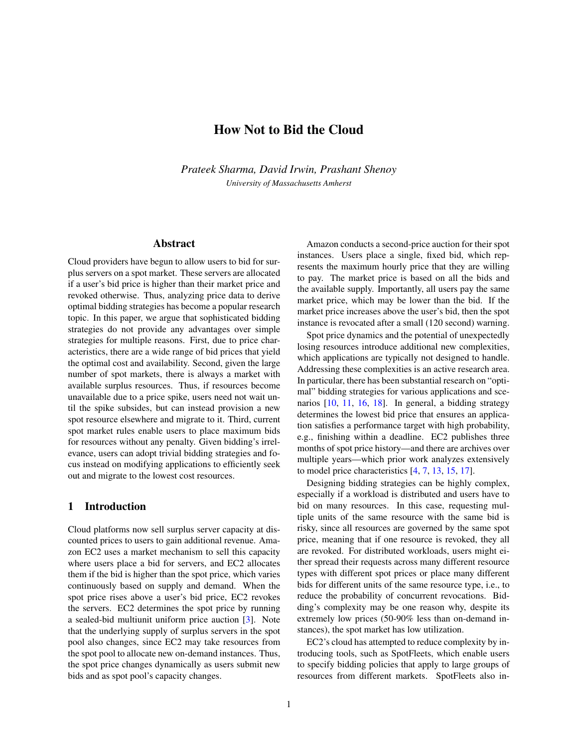# How Not to Bid the Cloud

*Prateek Sharma, David Irwin, Prashant Shenoy*
*University of Massachusetts Amherst*

## Abstract

Cloud providers have begun to allow users to bid for surplus servers on a spot market. These servers are allocated if a user's bid price is higher than their market price and revoked otherwise. Thus, analyzing price data to derive optimal bidding strategies has become a popular research topic. In this paper, we argue that sophisticated bidding strategies do not provide any advantages over simple strategies for multiple reasons. First, due to price characteristics, there are a wide range of bid prices that yield the optimal cost and availability. Second, given the large number of spot markets, there is always a market with available surplus resources. Thus, if resources become unavailable due to a price spike, users need not wait until the spike subsides, but can instead provision a new spot resource elsewhere and migrate to it. Third, current spot market rules enable users to place maximum bids for resources without any penalty. Given bidding's irrelevance, users can adopt trivial bidding strategies and focus instead on modifying applications to efficiently seek out and migrate to the lowest cost resources.

## 1 Introduction

Cloud platforms now sell surplus server capacity at discounted prices to users to gain additional revenue. Amazon EC2 uses a market mechanism to sell this capacity where users place a bid for servers, and EC2 allocates them if the bid is higher than the spot price, which varies continuously based on supply and demand. When the spot price rises above a user's bid price, EC2 revokes the servers. EC2 determines the spot price by running a sealed-bid multiunit uniform price auction [3]. Note that the underlying supply of surplus servers in the spot pool also changes, since EC2 may take resources from the spot pool to allocate new on-demand instances. Thus, the spot price changes dynamically as users submit new bids and as spot pool's capacity changes.

Amazon conducts a second-price auction for their spot instances. Users place a single, fixed bid, which represents the maximum hourly price that they are willing to pay. The market price is based on all the bids and the available supply. Importantly, all users pay the same market price, which may be lower than the bid. If the market price increases above the user's bid, then the spot instance is revocated after a small (120 second) warning.

Spot price dynamics and the potential of unexpectedly losing resources introduce additional new complexities, which applications are typically not designed to handle. Addressing these complexities is an active research area. In particular, there has been substantial research on "optimal" bidding strategies for various applications and scenarios [10, 11, 16, 18]. In general, a bidding strategy determines the lowest bid price that ensures an application satisfies a performance target with high probability, e.g., finishing within a deadline. EC2 publishes three months of spot price history—and there are archives over multiple years—which prior work analyzes extensively to model price characteristics [4, 7, 13, 15, 17].

Designing bidding strategies can be highly complex, especially if a workload is distributed and users have to bid on many resources. In this case, requesting multiple units of the same resource with the same bid is risky, since all resources are governed by the same spot price, meaning that if one resource is revoked, they all are revoked. For distributed workloads, users might either spread their requests across many different resource types with different spot prices or place many different bids for different units of the same resource type, i.e., to reduce the probability of concurrent revocations. Bidding's complexity may be one reason why, despite its extremely low prices (50-90% less than on-demand instances), the spot market has low utilization.

EC2's cloud has attempted to reduce complexity by introducing tools, such as SpotFleets, which enable users to specify bidding policies that apply to large groups of resources from different markets. SpotFleets also in-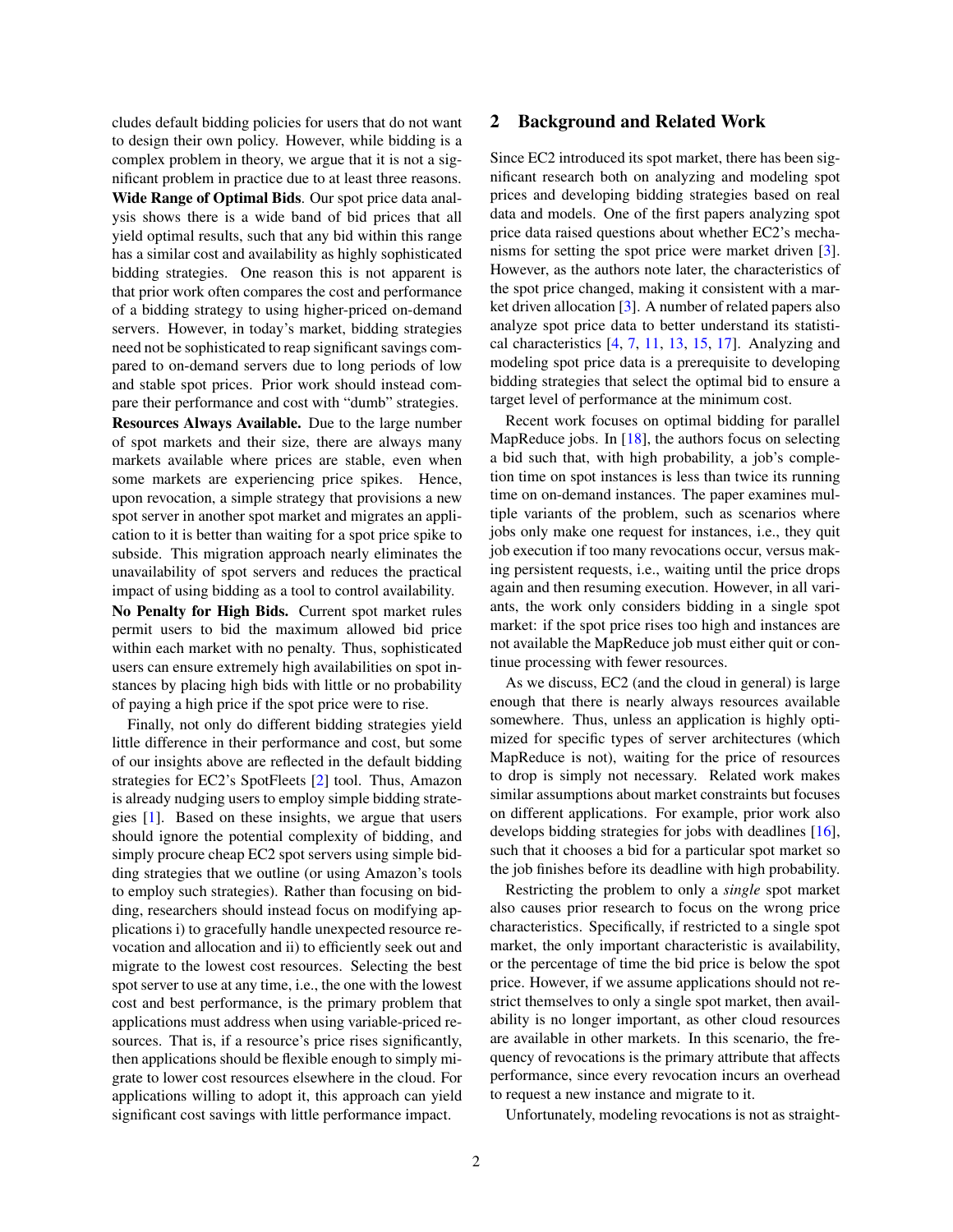cludes default bidding policies for users that do not want to design their own policy. However, while bidding is a complex problem in theory, we argue that it is not a significant problem in practice due to at least three reasons.

**Wide Range of Optimal Bids**. Our spot price data analysis shows there is a wide band of bid prices that all yield optimal results, such that any bid within this range has a similar cost and availability as highly sophisticated bidding strategies. One reason this is not apparent is that prior work often compares the cost and performance of a bidding strategy to using higher-priced on-demand servers. However, in today's market, bidding strategies need not be sophisticated to reap significant savings compared to on-demand servers due to long periods of low and stable spot prices. Prior work should instead compare their performance and cost with "dumb" strategies.

**Resources Always Available.** Due to the large number of spot markets and their size, there are always many markets available where prices are stable, even when some markets are experiencing price spikes. Hence, upon revocation, a simple strategy that provisions a new spot server in another spot market and migrates an application to it is better than waiting for a spot price spike to subside. This migration approach nearly eliminates the unavailability of spot servers and reduces the practical impact of using bidding as a tool to control availability.

**No Penalty for High Bids.** Current spot market rules permit users to bid the maximum allowed bid price within each market with no penalty. Thus, sophisticated users can ensure extremely high availabilities on spot instances by placing high bids with little or no probability of paying a high price if the spot price were to rise.

Finally, not only do different bidding strategies yield little difference in their performance and cost, but some of our insights above are reflected in the default bidding strategies for EC2's SpotFleets [2] tool. Thus, Amazon is already nudging users to employ simple bidding strategies [1]. Based on these insights, we argue that users should ignore the potential complexity of bidding, and simply procure cheap EC2 spot servers using simple bidding strategies that we outline (or using Amazon's tools to employ such strategies). Rather than focusing on bidding, researchers should instead focus on modifying applications i) to gracefully handle unexpected resource revocation and allocation and ii) to efficiently seek out and migrate to the lowest cost resources. Selecting the best spot server to use at any time, i.e., the one with the lowest cost and best performance, is the primary problem that applications must address when using variable-priced resources. That is, if a resource's price rises significantly, then applications should be flexible enough to simply migrate to lower cost resources elsewhere in the cloud. For applications willing to adopt it, this approach can yield significant cost savings with little performance impact.

## 2 Background and Related Work

Since EC2 introduced its spot market, there has been significant research both on analyzing and modeling spot prices and developing bidding strategies based on real data and models. One of the first papers analyzing spot price data raised questions about whether EC2's mechanisms for setting the spot price were market driven [3]. However, as the authors note later, the characteristics of the spot price changed, making it consistent with a market driven allocation [3]. A number of related papers also analyze spot price data to better understand its statistical characteristics [4, 7, 11, 13, 15, 17]. Analyzing and modeling spot price data is a prerequisite to developing bidding strategies that select the optimal bid to ensure a target level of performance at the minimum cost.

Recent work focuses on optimal bidding for parallel MapReduce jobs. In [18], the authors focus on selecting a bid such that, with high probability, a job's completion time on spot instances is less than twice its running time on on-demand instances. The paper examines multiple variants of the problem, such as scenarios where jobs only make one request for instances, i.e., they quit job execution if too many revocations occur, versus making persistent requests, i.e., waiting until the price drops again and then resuming execution. However, in all variants, the work only considers bidding in a single spot market: if the spot price rises too high and instances are not available the MapReduce job must either quit or continue processing with fewer resources.

As we discuss, EC2 (and the cloud in general) is large enough that there is nearly always resources available somewhere. Thus, unless an application is highly optimized for specific types of server architectures (which MapReduce is not), waiting for the price of resources to drop is simply not necessary. Related work makes similar assumptions about market constraints but focuses on different applications. For example, prior work also develops bidding strategies for jobs with deadlines [16], such that it chooses a bid for a particular spot market so the job finishes before its deadline with high probability.

Restricting the problem to only a *single* spot market also causes prior research to focus on the wrong price characteristics. Specifically, if restricted to a single spot market, the only important characteristic is availability, or the percentage of time the bid price is below the spot price. However, if we assume applications should not restrict themselves to only a single spot market, then availability is no longer important, as other cloud resources are available in other markets. In this scenario, the frequency of revocations is the primary attribute that affects performance, since every revocation incurs an overhead to request a new instance and migrate to it.

Unfortunately, modeling revocations is not as straight-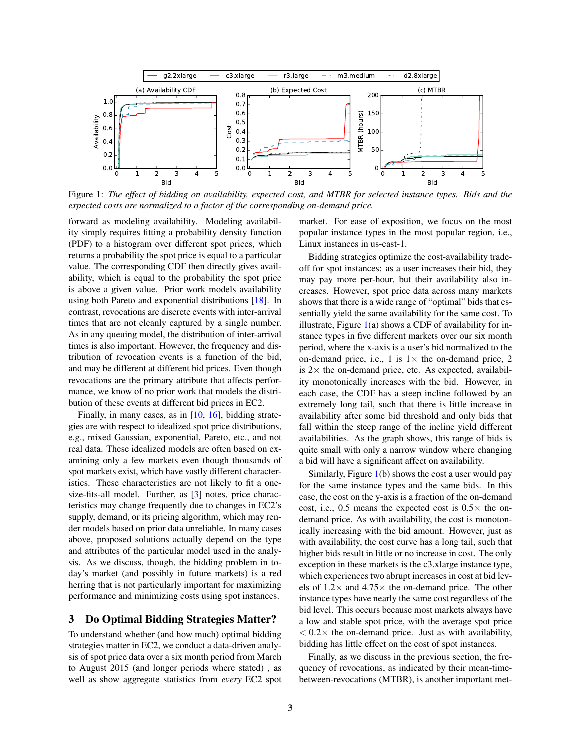Figure 1: *The effect of bidding on availability, expected cost, and MTBR for selected instance types. Bids and the expected costs are normalized to a factor of the corresponding on-demand price.*

forward as modeling availability. Modeling availability simply requires fitting a probability density function (PDF) to a histogram over different spot prices, which returns a probability the spot price is equal to a particular value. The corresponding CDF then directly gives availability, which is equal to the probability the spot price is above a given value. Prior work models availability using both Pareto and exponential distributions [18]. In contrast, revocations are discrete events with inter-arrival times that are not cleanly captured by a single number. As in any queuing model, the distribution of inter-arrival times is also important. However, the frequency and distribution of revocation events is a function of the bid, and may be different at different bid prices. Even though revocations are the primary attribute that affects performance, we know of no prior work that models the distribution of these events at different bid prices in EC2.

Finally, in many cases, as in [10, 16], bidding strategies are with respect to idealized spot price distributions, e.g., mixed Gaussian, exponential, Pareto, etc., and not real data. These idealized models are often based on examining only a few markets even though thousands of spot markets exist, which have vastly different characteristics. These characteristics are not likely to fit a one-size-fits-all model. Further, as [3] notes, price characteristics may change frequently due to changes in EC2's supply, demand, or its pricing algorithm, which may render models based on prior data unreliable. In many cases above, proposed solutions actually depend on the type and attributes of the particular model used in the analysis. As we discuss, though, the bidding problem in today's market (and possibly in future markets) is a red herring that is not particularly important for maximizing performance and minimizing costs using spot instances.

## 3 Do Optimal Bidding Strategies Matter?

To understand whether (and how much) optimal bidding strategies matter in EC2, we conduct a data-driven analysis of spot price data over a six month period from March to August 2015 (and longer periods where stated) , as well as show aggregate statistics from *every* EC2 spot market. For ease of exposition, we focus on the most popular instance types in the most popular region, i.e., Linux instances in us-east-1.

Bidding strategies optimize the cost-availability trade-off for spot instances: as a user increases their bid, they may pay more per-hour, but their availability also increases. However, spot price data across many markets shows that there is a wide range of "optimal" bids that essentially yield the same availability for the same cost. To illustrate, Figure 1(a) shows a CDF of availability for instance types in five different markets over our six month period, where the x-axis is a user's bid normalized to the on-demand price, i.e., 1 is 1$\times$ the on-demand price, 2 is 2$\times$ the on-demand price, etc. As expected, availability monotonically increases with the bid. However, in each case, the CDF has a steep incline followed by an extremely long tail, such that there is little increase in availability after some bid threshold and only bids that fall within the steep range of the incline yield different availabilities. As the graph shows, this range of bids is quite small with only a narrow window where changing a bid will have a significant affect on availability.

Similarly, Figure 1(b) shows the cost a user would pay for the same instance types and the same bids. In this case, the cost on the y-axis is a fraction of the on-demand cost, i.e., 0.5 means the expected cost is 0.5$\times$ the on-demand price. As with availability, the cost is monotonically increasing with the bid amount. However, just as with availability, the cost curve has a long tail, such that higher bids result in little or no increase in cost. The only exception in these markets is the c3.xlarge instance type, which experiences two abrupt increases in cost at bid levels of 1.2$\times$ and 4.75$\times$ the on-demand price. The other instance types have nearly the same cost regardless of the bid level. This occurs because most markets always have a low and stable spot price, with the average spot price $< 0.2\times$ the on-demand price. Just as with availability, bidding has little effect on the cost of spot instances.

Finally, as we discuss in the previous section, the frequency of revocations, as indicated by their mean-time-between-revocations (MTBR), is another important met-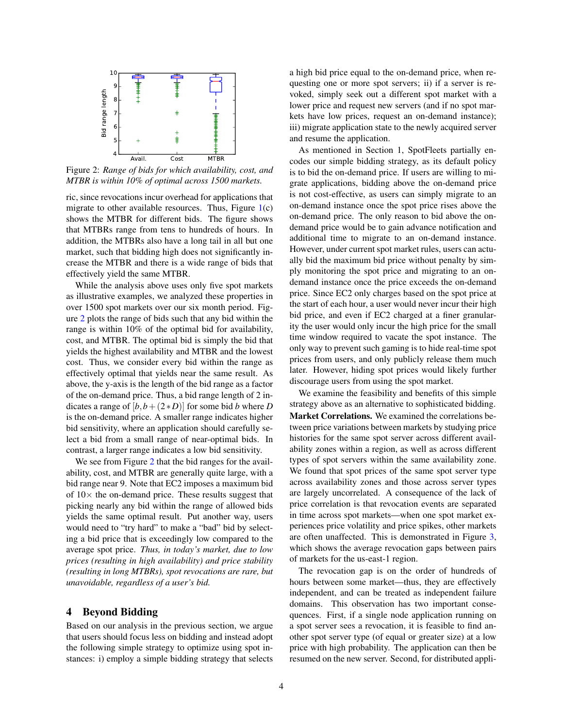Figure 2: *Range of bids for which availability, cost, and MTBR is within 10% of optimal across 1500 markets.*

ric, since revocations incur overhead for applications that migrate to other available resources. Thus, Figure 1(c) shows the MTBR for different bids. The figure shows that MTBRs range from tens to hundreds of hours. In addition, the MTBRs also have a long tail in all but one market, such that bidding high does not significantly increase the MTBR and there is a wide range of bids that effectively yield the same MTBR.

While the analysis above uses only five spot markets as illustrative examples, we analyzed these properties in over 1500 spot markets over our six month period. Figure 2 plots the range of bids such that any bid within the range is within 10% of the optimal bid for availability, cost, and MTBR. The optimal bid is simply the bid that yields the highest availability and MTBR and the lowest cost. Thus, we consider every bid within the range as effectively optimal that yields near the same result. As above, the y-axis is the length of the bid range as a factor of the on-demand price. Thus, a bid range length of 2 indicates a range of $[b, b+(2*D)]$ for some bid $b$ where $D$ is the on-demand price. A smaller range indicates higher bid sensitivity, where an application should carefully select a bid from a small range of near-optimal bids. In contrast, a larger range indicates a low bid sensitivity.

We see from Figure 2 that the bid ranges for the availability, cost, and MTBR are generally quite large, with a bid range near 9. Note that EC2 imposes a maximum bid of $10\times$ the on-demand price. These results suggest that picking nearly any bid within the range of allowed bids yields the same optimal result. Put another way, users would need to "try hard" to make a "bad" bid by selecting a bid price that is exceedingly low compared to the average spot price. *Thus, in today's market, due to low prices (resulting in high availability) and price stability (resulting in long MTBRs), spot revocations are rare, but unavoidable, regardless of a user's bid.*

## 4 Beyond Bidding

Based on our analysis in the previous section, we argue that users should focus less on bidding and instead adopt the following simple strategy to optimize using spot instances: i) employ a simple bidding strategy that selects a high bid price equal to the on-demand price, when requesting one or more spot servers; ii) if a server is revoked, simply seek out a different spot market with a lower price and request new servers (and if no spot markets have low prices, request an on-demand instance); iii) migrate application state to the newly acquired server and resume the application.

As mentioned in Section 1, SpotFleets partially encodes our simple bidding strategy, as its default policy is to bid the on-demand price. If users are willing to migrate applications, bidding above the on-demand price is not cost-effective, as users can simply migrate to an on-demand instance once the spot price rises above the on-demand price. The only reason to bid above the on-demand price would be to gain advance notification and additional time to migrate to an on-demand instance. However, under current spot market rules, users can actually bid the maximum bid price without penalty by simply monitoring the spot price and migrating to an on-demand instance once the price exceeds the on-demand price. Since EC2 only charges based on the spot price at the start of each hour, a user would never incur their high bid price, and even if EC2 charged at a finer granularity the user would only incur the high price for the small time window required to vacate the spot instance. The only way to prevent such gaming is to hide real-time spot prices from users, and only publicly release them much later. However, hiding spot prices would likely further discourage users from using the spot market.

We examine the feasibility and benefits of this simple strategy above as an alternative to sophisticated bidding.

**Market Correlations.** We examined the correlations between price variations between markets by studying price histories for the same spot server across different availability zones within a region, as well as across different types of spot servers within the same availability zone. We found that spot prices of the same spot server type across availability zones and those across server types are largely uncorrelated. A consequence of the lack of price correlation is that revocation events are separated in time across spot markets—when one spot market experiences price volatility and price spikes, other markets are often unaffected. This is demonstrated in Figure 3, which shows the average revocation gaps between pairs of markets for the us-east-1 region.

The revocation gap is on the order of hundreds of hours between some market—thus, they are effectively independent, and can be treated as independent failure domains. This observation has two important consequences. First, if a single node application running on a spot server sees a revocation, it is feasible to find another spot server type (of equal or greater size) at a low price with high probability. The application can then be resumed on the new server. Second, for distributed appli-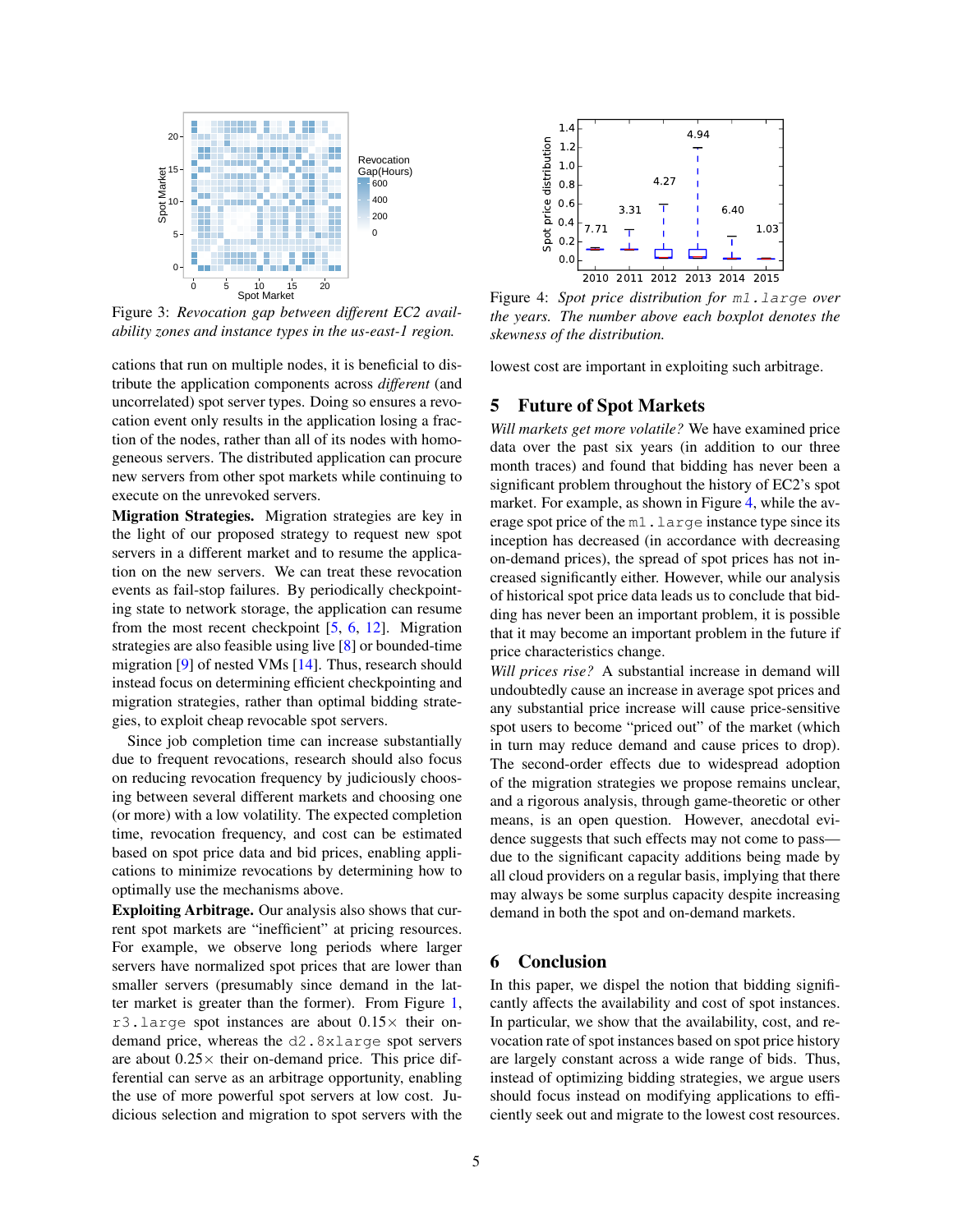Figure 3: *Revocation gap between different EC2 availability zones and instance types in the us-east-1 region.*

Figure 4: *Spot price distribution for* `m1.large` *over the years. The number above each boxplot denotes the skewness of the distribution.*

cations that run on multiple nodes, it is beneficial to distribute the application components across *different* (and uncorrelated) spot server types. Doing so ensures a revocation event only results in the application losing a fraction of the nodes, rather than all of its nodes with homogeneous servers. The distributed application can procure new servers from other spot markets while continuing to execute on the unrevoked servers.

**Migration Strategies.** Migration strategies are key in the light of our proposed strategy to request new spot servers in a different market and to resume the application on the new servers. We can treat these revocation events as fail-stop failures. By periodically checkpointing state to network storage, the application can resume from the most recent checkpoint [5, 6, 12]. Migration strategies are also feasible using live [8] or bounded-time migration [9] of nested VMs [14]. Thus, research should instead focus on determining efficient checkpointing and migration strategies, rather than optimal bidding strategies, to exploit cheap revocable spot servers.

Since job completion time can increase substantially due to frequent revocations, research should also focus on reducing revocation frequency by judiciously choosing between several different markets and choosing one (or more) with a low volatility. The expected completion time, revocation frequency, and cost can be estimated based on spot price data and bid prices, enabling applications to minimize revocations by determining how to optimally use the mechanisms above.

**Exploiting Arbitrage.** Our analysis also shows that current spot markets are "inefficient" at pricing resources. For example, we observe long periods where larger servers have normalized spot prices that are lower than smaller servers (presumably since demand in the latter market is greater than the former). From Figure 1, `r3.large` spot instances are about $0.15\times$ their on-demand price, whereas the `d2.8xlarge` spot servers are about $0.25\times$ their on-demand price. This price differential can serve as an arbitrage opportunity, enabling the use of more powerful spot servers at low cost. Judicious selection and migration to spot servers with the lowest cost are important in exploiting such arbitrage.

## 5 Future of Spot Markets

*Will markets get more volatile?* We have examined price data over the past six years (in addition to our three month traces) and found that bidding has never been a significant problem throughout the history of EC2's spot market. For example, as shown in Figure 4, while the average spot price of the `m1.large` instance type since its inception has decreased (in accordance with decreasing on-demand prices), the spread of spot prices has not increased significantly either. However, while our analysis of historical spot price data leads us to conclude that bidding has never been an important problem, it is possible that it may become an important problem in the future if price characteristics change.

*Will prices rise?* A substantial increase in demand will undoubtedly cause an increase in average spot prices and any substantial price increase will cause price-sensitive spot users to become "priced out" of the market (which in turn may reduce demand and cause prices to drop). The second-order effects due to widespread adoption of the migration strategies we propose remains unclear, and a rigorous analysis, through game-theoretic or other means, is an open question. However, anecdotal evidence suggests that such effects may not come to pass—due to the significant capacity additions being made by all cloud providers on a regular basis, implying that there may always be some surplus capacity despite increasing demand in both the spot and on-demand markets.

## 6 Conclusion

In this paper, we dispel the notion that bidding significantly affects the availability and cost of spot instances. In particular, we show that the availability, cost, and revocation rate of spot instances based on spot price history are largely constant across a wide range of bids. Thus, instead of optimizing bidding strategies, we argue users should focus instead on modifying applications to efficiently seek out and migrate to the lowest cost resources.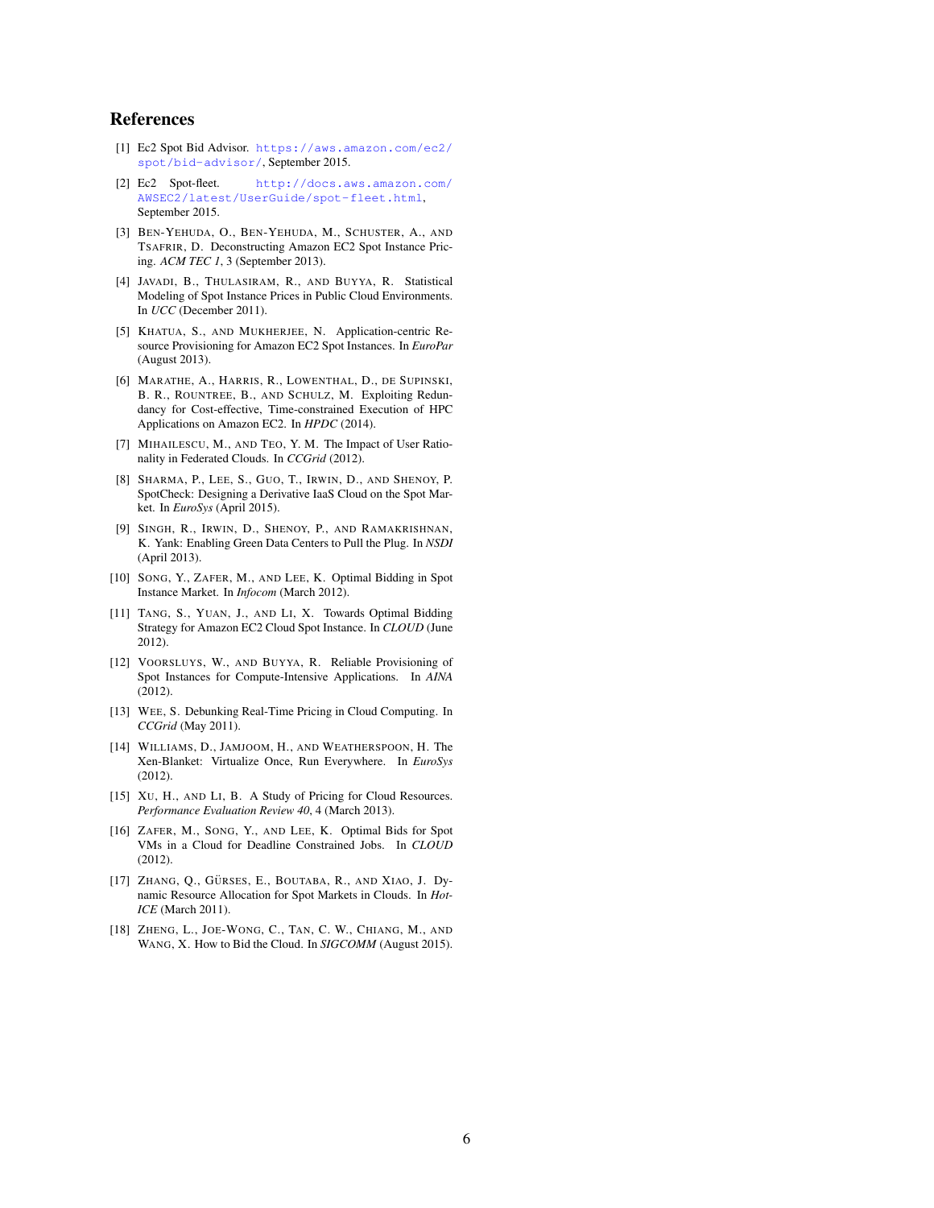## References

[1] Ec2 Spot Bid Advisor. https://aws.amazon.com/ec2/spot/bid-advisor/, September 2015.

[2] Ec2 Spot-fleet. http://docs.aws.amazon.com/AWSEC2/latest/UserGuide/spot-fleet.html, September 2015.

[3] Ben-Yehuda, O., Ben-Yehuda, M., Schuster, A., and Tsafrir, D. Deconstructing Amazon EC2 Spot Instance Pricing. *ACM TEC 1*, 3 (September 2013).

[4] Javadi, B., Thulasiram, R., and Buyya, R. Statistical Modeling of Spot Instance Prices in Public Cloud Environments. In *UCC* (December 2011).

[5] Khatua, S., and Mukherjee, N. Application-centric Resource Provisioning for Amazon EC2 Spot Instances. In *EuroPar* (August 2013).

[6] Marathe, A., Harris, R., Lowenthal, D., de Supinski, B. R., Rountree, B., and Schulz, M. Exploiting Redundancy for Cost-effective, Time-constrained Execution of HPC Applications on Amazon EC2. In *HPDC* (2014).

[7] Mihailescu, M., and Teo, Y. M. The Impact of User Rationality in Federated Clouds. In *CCGrid* (2012).

[8] Sharma, P., Lee, S., Guo, T., Irwin, D., and Shenoy, P. SpotCheck: Designing a Derivative IaaS Cloud on the Spot Market. In *EuroSys* (April 2015).

[9] Singh, R., Irwin, D., Shenoy, P., and Ramakrishnan, K. Yank: Enabling Green Data Centers to Pull the Plug. In *NSDI* (April 2013).

[10] Song, Y., Zafer, M., and Lee, K. Optimal Bidding in Spot Instance Market. In *Infocom* (March 2012).

[11] Tang, S., Yuan, J., and Li, X. Towards Optimal Bidding Strategy for Amazon EC2 Cloud Spot Instance. In *CLOUD* (June 2012).

[12] Voorsluys, W., and Buyya, R. Reliable Provisioning of Spot Instances for Compute-Intensive Applications. In *AINA* (2012).

[13] Wee, S. Debunking Real-Time Pricing in Cloud Computing. In *CCGrid* (May 2011).

[14] Williams, D., Jamjoom, H., and Weatherspoon, H. The Xen-Blanket: Virtualize Once, Run Everywhere. In *EuroSys* (2012).

[15] Xu, H., and Li, B. A Study of Pricing for Cloud Resources. *Performance Evaluation Review 40*, 4 (March 2013).

[16] Zafer, M., Song, Y., and Lee, K. Optimal Bids for Spot VMs in a Cloud for Deadline Constrained Jobs. In *CLOUD* (2012).

[17] Zhang, Q., Gürses, E., Boutaba, R., and Xiao, J. Dynamic Resource Allocation for Spot Markets in Clouds. In *Hot-ICE* (March 2011).

[18] Zheng, L., Joe-Wong, C., Tan, C. W., Chiang, M., and Wang, X. How to Bid the Cloud. In *SIGCOMM* (August 2015).